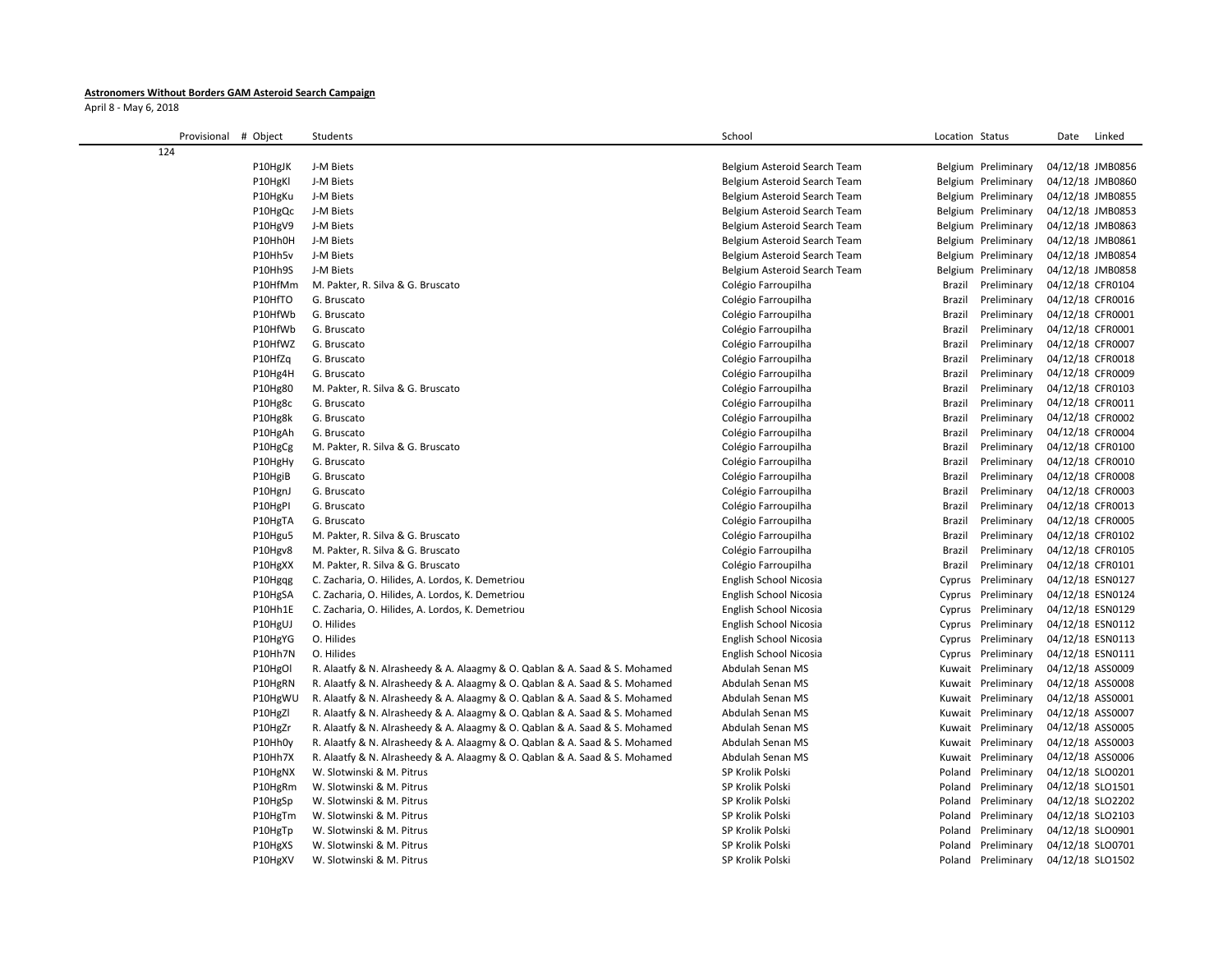**Astronomers Without Borders GAM Asteroid Search Campaign**

April 8 - May 6, 2018

| Provisional | # Object | Students | School | Location | Status | Date | Linked |
|---|---|---|---|---|---|---|---|
| 124 | | | | | | | |
| | P10HgJK | J-M Biets | Belgium Asteroid Search Team | Belgium | Preliminary | 04/12/18 | JMB0856 |
| | P10HgKl | J-M Biets | Belgium Asteroid Search Team | Belgium | Preliminary | 04/12/18 | JMB0860 |
| | P10HgKu | J-M Biets | Belgium Asteroid Search Team | Belgium | Preliminary | 04/12/18 | JMB0855 |
| | P10HgQc | J-M Biets | Belgium Asteroid Search Team | Belgium | Preliminary | 04/12/18 | JMB0853 |
| | P10HgV9 | J-M Biets | Belgium Asteroid Search Team | Belgium | Preliminary | 04/12/18 | JMB0863 |
| | P10Hh0H | J-M Biets | Belgium Asteroid Search Team | Belgium | Preliminary | 04/12/18 | JMB0861 |
| | P10Hh5v | J-M Biets | Belgium Asteroid Search Team | Belgium | Preliminary | 04/12/18 | JMB0854 |
| | P10Hh9S | J-M Biets | Belgium Asteroid Search Team | Belgium | Preliminary | 04/12/18 | JMB0858 |
| | P10HfMm | M. Pakter, R. Silva & G. Bruscato | Colégio Farroupilha | Brazil | Preliminary | 04/12/18 | CFR0104 |
| | P10HfTO | G. Bruscato | Colégio Farroupilha | Brazil | Preliminary | 04/12/18 | CFR0016 |
| | P10HfWb | G. Bruscato | Colégio Farroupilha | Brazil | Preliminary | 04/12/18 | CFR0001 |
| | P10HfWb | G. Bruscato | Colégio Farroupilha | Brazil | Preliminary | 04/12/18 | CFR0001 |
| | P10HfWZ | G. Bruscato | Colégio Farroupilha | Brazil | Preliminary | 04/12/18 | CFR0007 |
| | P10HfZq | G. Bruscato | Colégio Farroupilha | Brazil | Preliminary | 04/12/18 | CFR0018 |
| | P10Hg4H | G. Bruscato | Colégio Farroupilha | Brazil | Preliminary | 04/12/18 | CFR0009 |
| | P10Hg80 | M. Pakter, R. Silva & G. Bruscato | Colégio Farroupilha | Brazil | Preliminary | 04/12/18 | CFR0103 |
| | P10Hg8c | G. Bruscato | Colégio Farroupilha | Brazil | Preliminary | 04/12/18 | CFR0011 |
| | P10Hg8k | G. Bruscato | Colégio Farroupilha | Brazil | Preliminary | 04/12/18 | CFR0002 |
| | P10HgAh | G. Bruscato | Colégio Farroupilha | Brazil | Preliminary | 04/12/18 | CFR0004 |
| | P10HgCg | M. Pakter, R. Silva & G. Bruscato | Colégio Farroupilha | Brazil | Preliminary | 04/12/18 | CFR0100 |
| | P10HgHy | G. Bruscato | Colégio Farroupilha | Brazil | Preliminary | 04/12/18 | CFR0010 |
| | P10HgiB | G. Bruscato | Colégio Farroupilha | Brazil | Preliminary | 04/12/18 | CFR0008 |
| | P10HgnJ | G. Bruscato | Colégio Farroupilha | Brazil | Preliminary | 04/12/18 | CFR0003 |
| | P10HgPI | G. Bruscato | Colégio Farroupilha | Brazil | Preliminary | 04/12/18 | CFR0013 |
| | P10HgTA | G. Bruscato | Colégio Farroupilha | Brazil | Preliminary | 04/12/18 | CFR0005 |
| | P10Hgu5 | M. Pakter, R. Silva & G. Bruscato | Colégio Farroupilha | Brazil | Preliminary | 04/12/18 | CFR0102 |
| | P10Hgv8 | M. Pakter, R. Silva & G. Bruscato | Colégio Farroupilha | Brazil | Preliminary | 04/12/18 | CFR0105 |
| | P10HgXX | M. Pakter, R. Silva & G. Bruscato | Colégio Farroupilha | Brazil | Preliminary | 04/12/18 | CFR0101 |
| | P10Hgqg | C. Zacharia, O. Hilides, A. Lordos, K. Demetriou | English School Nicosia | Cyprus | Preliminary | 04/12/18 | ESN0127 |
| | P10HgSA | C. Zacharia, O. Hilides, A. Lordos, K. Demetriou | English School Nicosia | Cyprus | Preliminary | 04/12/18 | ESN0124 |
| | P10Hh1E | C. Zacharia, O. Hilides, A. Lordos, K. Demetriou | English School Nicosia | Cyprus | Preliminary | 04/12/18 | ESN0129 |
| | P10HgUJ | O. Hilides | English School Nicosia | Cyprus | Preliminary | 04/12/18 | ESN0112 |
| | P10HgYG | O. Hilides | English School Nicosia | Cyprus | Preliminary | 04/12/18 | ESN0113 |
| | P10Hh7N | O. Hilides | English School Nicosia | Cyprus | Preliminary | 04/12/18 | ESN0111 |
| | P10HgOl | R. Alaatfy & N. Alrasheedy & A. Alaagmy & O. Qablan & A. Saad & S. Mohamed | Abdulah Senan MS | Kuwait | Preliminary | 04/12/18 | ASS0009 |
| | P10HgRN | R. Alaatfy & N. Alrasheedy & A. Alaagmy & O. Qablan & A. Saad & S. Mohamed | Abdulah Senan MS | Kuwait | Preliminary | 04/12/18 | ASS0008 |
| | P10HgWU | R. Alaatfy & N. Alrasheedy & A. Alaagmy & O. Qablan & A. Saad & S. Mohamed | Abdulah Senan MS | Kuwait | Preliminary | 04/12/18 | ASS0001 |
| | P10HgZl | R. Alaatfy & N. Alrasheedy & A. Alaagmy & O. Qablan & A. Saad & S. Mohamed | Abdulah Senan MS | Kuwait | Preliminary | 04/12/18 | ASS0007 |
| | P10HgZr | R. Alaatfy & N. Alrasheedy & A. Alaagmy & O. Qablan & A. Saad & S. Mohamed | Abdulah Senan MS | Kuwait | Preliminary | 04/12/18 | ASS0005 |
| | P10Hh0y | R. Alaatfy & N. Alrasheedy & A. Alaagmy & O. Qablan & A. Saad & S. Mohamed | Abdulah Senan MS | Kuwait | Preliminary | 04/12/18 | ASS0003 |
| | P10Hh7X | R. Alaatfy & N. Alrasheedy & A. Alaagmy & O. Qablan & A. Saad & S. Mohamed | Abdulah Senan MS | Kuwait | Preliminary | 04/12/18 | ASS0006 |
| | P10HgNX | W. Slotwinski & M. Pitrus | SP Krolik Polski | Poland | Preliminary | 04/12/18 | SLO0201 |
| | P10HgRm | W. Slotwinski & M. Pitrus | SP Krolik Polski | Poland | Preliminary | 04/12/18 | SLO1501 |
| | P10HgSp | W. Slotwinski & M. Pitrus | SP Krolik Polski | Poland | Preliminary | 04/12/18 | SLO2202 |
| | P10HgTm | W. Slotwinski & M. Pitrus | SP Krolik Polski | Poland | Preliminary | 04/12/18 | SLO2103 |
| | P10HgTp | W. Slotwinski & M. Pitrus | SP Krolik Polski | Poland | Preliminary | 04/12/18 | SLO0901 |
| | P10HgXS | W. Slotwinski & M. Pitrus | SP Krolik Polski | Poland | Preliminary | 04/12/18 | SLO0701 |
| | P10HgXV | W. Slotwinski & M. Pitrus | SP Krolik Polski | Poland | Preliminary | 04/12/18 | SLO1502 |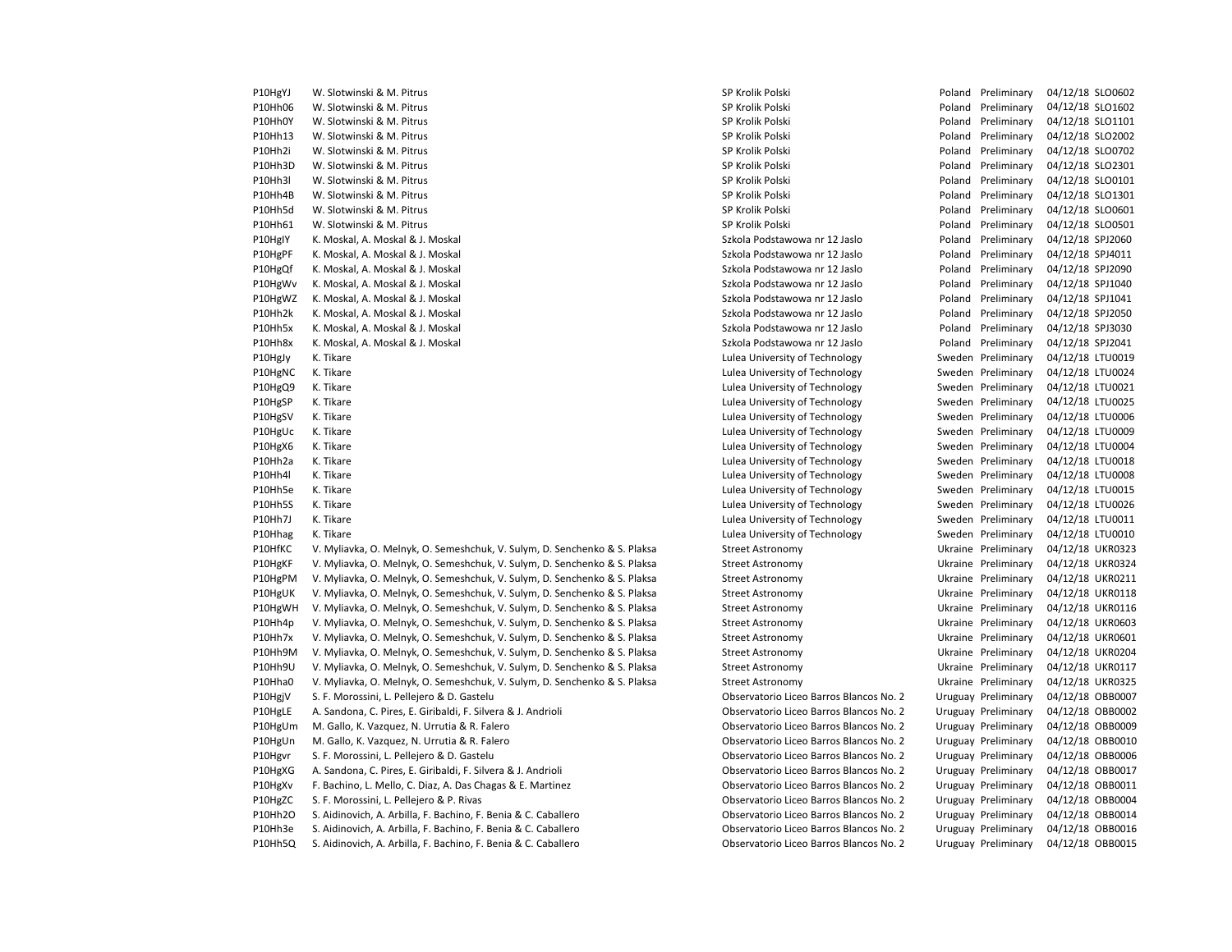| | | | | | | |
|---|---|---|---|---|---|---|
| P10HgYJ | W. Slotwinski & M. Pitrus | SP Krolik Polski | Poland | Preliminary | 04/12/18 | SLO0602 |
| P10Hh06 | W. Slotwinski & M. Pitrus | SP Krolik Polski | Poland | Preliminary | 04/12/18 | SLO1602 |
| P10Hh0Y | W. Slotwinski & M. Pitrus | SP Krolik Polski | Poland | Preliminary | 04/12/18 | SLO1101 |
| P10Hh13 | W. Slotwinski & M. Pitrus | SP Krolik Polski | Poland | Preliminary | 04/12/18 | SLO2002 |
| P10Hh2i | W. Slotwinski & M. Pitrus | SP Krolik Polski | Poland | Preliminary | 04/12/18 | SLO0702 |
| P10Hh3D | W. Slotwinski & M. Pitrus | SP Krolik Polski | Poland | Preliminary | 04/12/18 | SLO2301 |
| P10Hh3l | W. Slotwinski & M. Pitrus | SP Krolik Polski | Poland | Preliminary | 04/12/18 | SLO0101 |
| P10Hh4B | W. Slotwinski & M. Pitrus | SP Krolik Polski | Poland | Preliminary | 04/12/18 | SLO1301 |
| P10Hh5d | W. Slotwinski & M. Pitrus | SP Krolik Polski | Poland | Preliminary | 04/12/18 | SLO0601 |
| P10Hh61 | W. Slotwinski & M. Pitrus | SP Krolik Polski | Poland | Preliminary | 04/12/18 | SLO0501 |
| P10HgIY | K. Moskal, A. Moskal & J. Moskal | Szkola Podstawowa nr 12 Jaslo | Poland | Preliminary | 04/12/18 | SPJ2060 |
| P10HgPF | K. Moskal, A. Moskal & J. Moskal | Szkola Podstawowa nr 12 Jaslo | Poland | Preliminary | 04/12/18 | SPJ4011 |
| P10HgQf | K. Moskal, A. Moskal & J. Moskal | Szkola Podstawowa nr 12 Jaslo | Poland | Preliminary | 04/12/18 | SPJ2090 |
| P10HgWv | K. Moskal, A. Moskal & J. Moskal | Szkola Podstawowa nr 12 Jaslo | Poland | Preliminary | 04/12/18 | SPJ1040 |
| P10HgWZ | K. Moskal, A. Moskal & J. Moskal | Szkola Podstawowa nr 12 Jaslo | Poland | Preliminary | 04/12/18 | SPJ1041 |
| P10Hh2k | K. Moskal, A. Moskal & J. Moskal | Szkola Podstawowa nr 12 Jaslo | Poland | Preliminary | 04/12/18 | SPJ2050 |
| P10Hh5x | K. Moskal, A. Moskal & J. Moskal | Szkola Podstawowa nr 12 Jaslo | Poland | Preliminary | 04/12/18 | SPJ3030 |
| P10Hh8x | K. Moskal, A. Moskal & J. Moskal | Szkola Podstawowa nr 12 Jaslo | Poland | Preliminary | 04/12/18 | SPJ2041 |
| P10HgJy | K. Tikare | Lulea University of Technology | Sweden | Preliminary | 04/12/18 | LTU0019 |
| P10HgNC | K. Tikare | Lulea University of Technology | Sweden | Preliminary | 04/12/18 | LTU0024 |
| P10HgQ9 | K. Tikare | Lulea University of Technology | Sweden | Preliminary | 04/12/18 | LTU0021 |
| P10HgSP | K. Tikare | Lulea University of Technology | Sweden | Preliminary | 04/12/18 | LTU0025 |
| P10HgSV | K. Tikare | Lulea University of Technology | Sweden | Preliminary | 04/12/18 | LTU0006 |
| P10HgUc | K. Tikare | Lulea University of Technology | Sweden | Preliminary | 04/12/18 | LTU0009 |
| P10HgX6 | K. Tikare | Lulea University of Technology | Sweden | Preliminary | 04/12/18 | LTU0004 |
| P10Hh2a | K. Tikare | Lulea University of Technology | Sweden | Preliminary | 04/12/18 | LTU0018 |
| P10Hh4l | K. Tikare | Lulea University of Technology | Sweden | Preliminary | 04/12/18 | LTU0008 |
| P10Hh5e | K. Tikare | Lulea University of Technology | Sweden | Preliminary | 04/12/18 | LTU0015 |
| P10Hh5S | K. Tikare | Lulea University of Technology | Sweden | Preliminary | 04/12/18 | LTU0026 |
| P10Hh7J | K. Tikare | Lulea University of Technology | Sweden | Preliminary | 04/12/18 | LTU0011 |
| P10Hhag | K. Tikare | Lulea University of Technology | Sweden | Preliminary | 04/12/18 | LTU0010 |
| P10HfKC | V. Myliavka, O. Melnyk, O. Semeshchuk, V. Sulym, D. Senchenko & S. Plaksa | Street Astronomy | Ukraine | Preliminary | 04/12/18 | UKR0323 |
| P10HgKF | V. Myliavka, O. Melnyk, O. Semeshchuk, V. Sulym, D. Senchenko & S. Plaksa | Street Astronomy | Ukraine | Preliminary | 04/12/18 | UKR0324 |
| P10HgPM | V. Myliavka, O. Melnyk, O. Semeshchuk, V. Sulym, D. Senchenko & S. Plaksa | Street Astronomy | Ukraine | Preliminary | 04/12/18 | UKR0211 |
| P10HgUK | V. Myliavka, O. Melnyk, O. Semeshchuk, V. Sulym, D. Senchenko & S. Plaksa | Street Astronomy | Ukraine | Preliminary | 04/12/18 | UKR0118 |
| P10HgWH | V. Myliavka, O. Melnyk, O. Semeshchuk, V. Sulym, D. Senchenko & S. Plaksa | Street Astronomy | Ukraine | Preliminary | 04/12/18 | UKR0116 |
| P10Hh4p | V. Myliavka, O. Melnyk, O. Semeshchuk, V. Sulym, D. Senchenko & S. Plaksa | Street Astronomy | Ukraine | Preliminary | 04/12/18 | UKR0603 |
| P10Hh7x | V. Myliavka, O. Melnyk, O. Semeshchuk, V. Sulym, D. Senchenko & S. Plaksa | Street Astronomy | Ukraine | Preliminary | 04/12/18 | UKR0601 |
| P10Hh9M | V. Myliavka, O. Melnyk, O. Semeshchuk, V. Sulym, D. Senchenko & S. Plaksa | Street Astronomy | Ukraine | Preliminary | 04/12/18 | UKR0204 |
| P10Hh9U | V. Myliavka, O. Melnyk, O. Semeshchuk, V. Sulym, D. Senchenko & S. Plaksa | Street Astronomy | Ukraine | Preliminary | 04/12/18 | UKR0117 |
| P10Hha0 | V. Myliavka, O. Melnyk, O. Semeshchuk, V. Sulym, D. Senchenko & S. Plaksa | Street Astronomy | Ukraine | Preliminary | 04/12/18 | UKR0325 |
| P10HgjV | S. F. Morossini, L. Pellejero & D. Gastelu | Observatorio Liceo Barros Blancos No. 2 | Uruguay | Preliminary | 04/12/18 | OBB0007 |
| P10HgLE | A. Sandona, C. Pires, E. Giribaldi, F. Silvera & J. Andrioli | Observatorio Liceo Barros Blancos No. 2 | Uruguay | Preliminary | 04/12/18 | OBB0002 |
| P10HgUm | M. Gallo, K. Vazquez, N. Urrutia & R. Falero | Observatorio Liceo Barros Blancos No. 2 | Uruguay | Preliminary | 04/12/18 | OBB0009 |
| P10HgUn | M. Gallo, K. Vazquez, N. Urrutia & R. Falero | Observatorio Liceo Barros Blancos No. 2 | Uruguay | Preliminary | 04/12/18 | OBB0010 |
| P10Hgvr | S. F. Morossini, L. Pellejero & D. Gastelu | Observatorio Liceo Barros Blancos No. 2 | Uruguay | Preliminary | 04/12/18 | OBB0006 |
| P10HgXG | A. Sandona, C. Pires, E. Giribaldi, F. Silvera & J. Andrioli | Observatorio Liceo Barros Blancos No. 2 | Uruguay | Preliminary | 04/12/18 | OBB0017 |
| P10HgXv | F. Bachino, L. Mello, C. Diaz, A. Das Chagas & E. Martinez | Observatorio Liceo Barros Blancos No. 2 | Uruguay | Preliminary | 04/12/18 | OBB0011 |
| P10HgZC | S. F. Morossini, L. Pellejero & P. Rivas | Observatorio Liceo Barros Blancos No. 2 | Uruguay | Preliminary | 04/12/18 | OBB0004 |
| P10Hh2O | S. Aidinovich, A. Arbilla, F. Bachino, F. Benia & C. Caballero | Observatorio Liceo Barros Blancos No. 2 | Uruguay | Preliminary | 04/12/18 | OBB0014 |
| P10Hh3e | S. Aidinovich, A. Arbilla, F. Bachino, F. Benia & C. Caballero | Observatorio Liceo Barros Blancos No. 2 | Uruguay | Preliminary | 04/12/18 | OBB0016 |
| P10Hh5Q | S. Aidinovich, A. Arbilla, F. Bachino, F. Benia & C. Caballero | Observatorio Liceo Barros Blancos No. 2 | Uruguay | Preliminary | 04/12/18 | OBB0015 |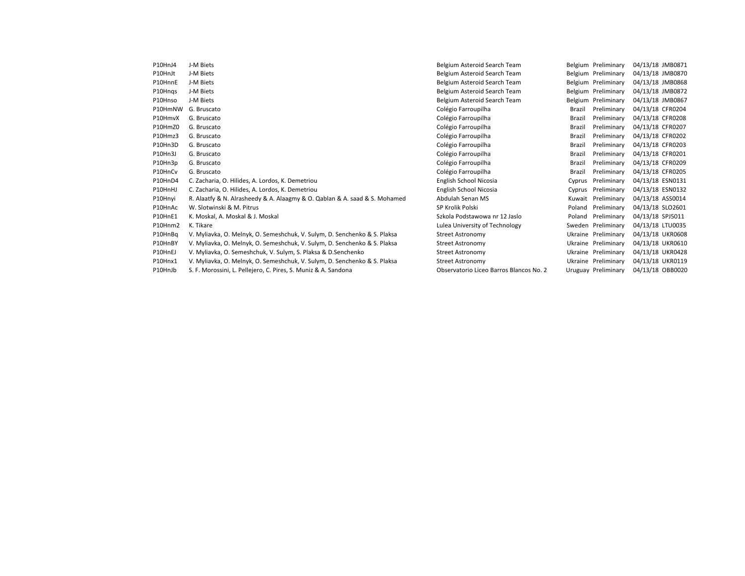| | | | | | | |
|---|---|---|---|---|---|---|
| P10HnJ4 | J-M Biets | Belgium Asteroid Search Team | Belgium | Preliminary | 04/13/18 | JMB0871 |
| P10HnJt | J-M Biets | Belgium Asteroid Search Team | Belgium | Preliminary | 04/13/18 | JMB0870 |
| P10HnnE | J-M Biets | Belgium Asteroid Search Team | Belgium | Preliminary | 04/13/18 | JMB0868 |
| P10Hnqs | J-M Biets | Belgium Asteroid Search Team | Belgium | Preliminary | 04/13/18 | JMB0872 |
| P10Hnso | J-M Biets | Belgium Asteroid Search Team | Belgium | Preliminary | 04/13/18 | JMB0867 |
| P10HmNW | G. Bruscato | Colégio Farroupilha | Brazil | Preliminary | 04/13/18 | CFR0204 |
| P10HmvX | G. Bruscato | Colégio Farroupilha | Brazil | Preliminary | 04/13/18 | CFR0208 |
| P10HmZ0 | G. Bruscato | Colégio Farroupilha | Brazil | Preliminary | 04/13/18 | CFR0207 |
| P10Hmz3 | G. Bruscato | Colégio Farroupilha | Brazil | Preliminary | 04/13/18 | CFR0202 |
| P10Hn3D | G. Bruscato | Colégio Farroupilha | Brazil | Preliminary | 04/13/18 | CFR0203 |
| P10Hn3J | G. Bruscato | Colégio Farroupilha | Brazil | Preliminary | 04/13/18 | CFR0201 |
| P10Hn3p | G. Bruscato | Colégio Farroupilha | Brazil | Preliminary | 04/13/18 | CFR0209 |
| P10HnCv | G. Bruscato | Colégio Farroupilha | Brazil | Preliminary | 04/13/18 | CFR0205 |
| P10HnD4 | C. Zacharia, O. Hilides, A. Lordos, K. Demetriou | English School Nicosia | Cyprus | Preliminary | 04/13/18 | ESN0131 |
| P10HnHJ | C. Zacharia, O. Hilides, A. Lordos, K. Demetriou | English School Nicosia | Cyprus | Preliminary | 04/13/18 | ESN0132 |
| P10Hnyi | R. Alaatfy & N. Alrasheedy & A. Alaagmy & O. Qablan & A. saad & S. Mohamed | Abdulah Senan MS | Kuwait | Preliminary | 04/13/18 | ASS0014 |
| P10HnAc | W. Slotwinski & M. Pitrus | SP Krolik Polski | Poland | Preliminary | 04/13/18 | SLO2601 |
| P10HnE1 | K. Moskal, A. Moskal & J. Moskal | Szkola Podstawowa nr 12 Jaslo | Poland | Preliminary | 04/13/18 | SPJ5011 |
| P10Hnm2 | K. Tikare | Lulea University of Technology | Sweden | Preliminary | 04/13/18 | LTU0035 |
| P10HnBq | V. Myliavka, O. Melnyk, O. Semeshchuk, V. Sulym, D. Senchenko & S. Plaksa | Street Astronomy | Ukraine | Preliminary | 04/13/18 | UKR0608 |
| P10HnBY | V. Myliavka, O. Melnyk, O. Semeshchuk, V. Sulym, D. Senchenko & S. Plaksa | Street Astronomy | Ukraine | Preliminary | 04/13/18 | UKR0610 |
| P10HnEJ | V. Myliavka, O. Semeshchuk, V. Sulym, S. Plaksa & D.Senchenko | Street Astronomy | Ukraine | Preliminary | 04/13/18 | UKR0428 |
| P10Hnx1 | V. Myliavka, O. Melnyk, O. Semeshchuk, V. Sulym, D. Senchenko & S. Plaksa | Street Astronomy | Ukraine | Preliminary | 04/13/18 | UKR0119 |
| P10HnJb | S. F. Morossini, L. Pellejero, C. Pires, S. Muniz & A. Sandona | Observatorio Liceo Barros Blancos No. 2 | Uruguay | Preliminary | 04/13/18 | OBB0020 |